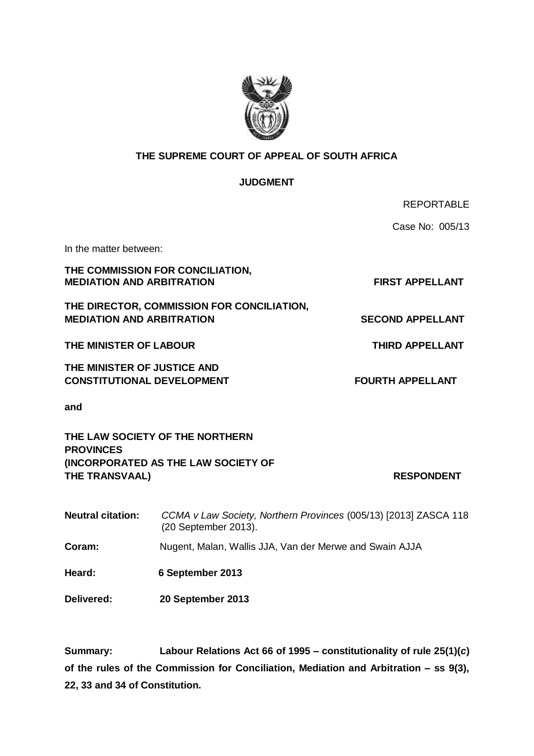**THE SUPREME COURT OF APPEAL OF SOUTH AFRICA**

**JUDGMENT**

REPORTABLE

Case No: 005/13

In the matter between:

**THE COMMISSION FOR CONCILIATION, MEDIATION AND ARBITRATION** — **FIRST APPELLANT**

**THE DIRECTOR, COMMISSION FOR CONCILIATION, MEDIATION AND ARBITRATION** — **SECOND APPELLANT**

**THE MINISTER OF LABOUR** — **THIRD APPELLANT**

**THE MINISTER OF JUSTICE AND CONSTITUTIONAL DEVELOPMENT** — **FOURTH APPELLANT**

**and**

**THE LAW SOCIETY OF THE NORTHERN PROVINCES (INCORPORATED AS THE LAW SOCIETY OF THE TRANSVAAL)** — **RESPONDENT**

**Neutral citation:** *CCMA v Law Society, Northern Provinces* (005/13) [2013] ZASCA 118 (20 September 2013).

**Coram:** Nugent, Malan, Wallis JJA, Van der Merwe and Swain AJJA

**Heard:** **6 September 2013**

**Delivered:** **20 September 2013**

**Summary:** **Labour Relations Act 66 of 1995 – constitutionality of rule 25(1)(*c*) of the rules of the Commission for Conciliation, Mediation and Arbitration – ss 9(3), 22, 33 and 34 of Constitution.**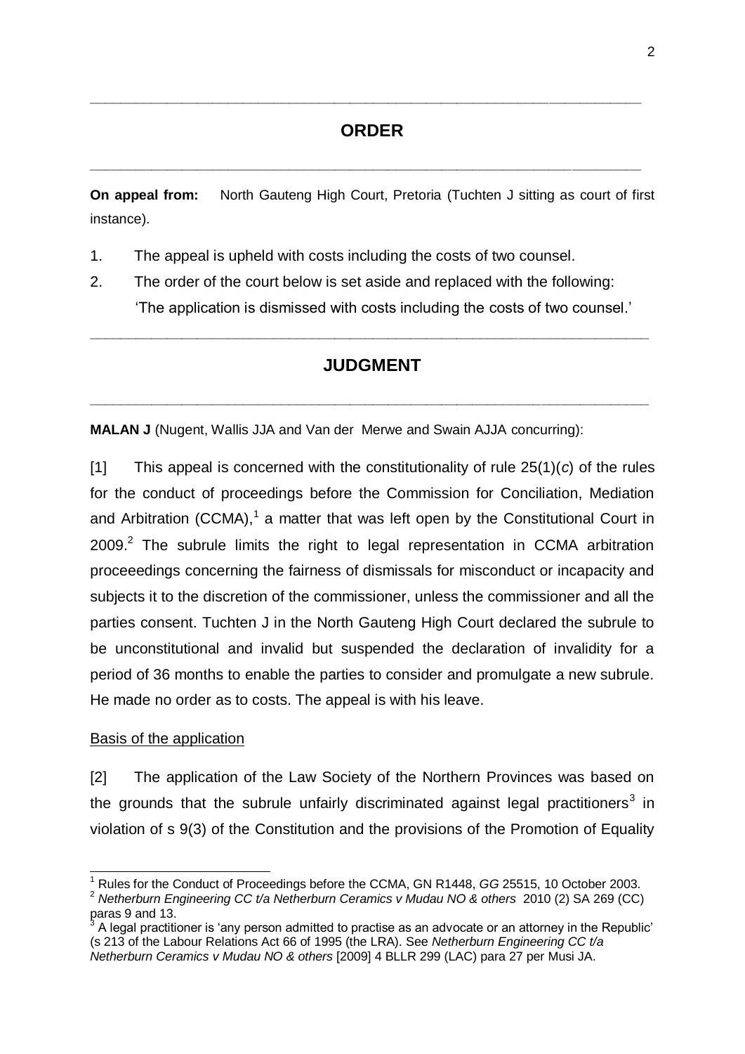## ORDER

**On appeal from:** North Gauteng High Court, Pretoria (Tuchten J sitting as court of first instance).

1. The appeal is upheld with costs including the costs of two counsel.
2. The order of the court below is set aside and replaced with the following: 'The application is dismissed with costs including the costs of two counsel.'

## JUDGMENT

**MALAN J** (Nugent, Wallis JJA and Van der Merwe and Swain AJJA concurring):

[1] This appeal is concerned with the constitutionality of rule 25(1)(*c*) of the rules for the conduct of proceedings before the Commission for Conciliation, Mediation and Arbitration (CCMA),[1] a matter that was left open by the Constitutional Court in 2009.[2] The subrule limits the right to legal representation in CCMA arbitration proceeedings concerning the fairness of dismissals for misconduct or incapacity and subjects it to the discretion of the commissioner, unless the commissioner and all the parties consent. Tuchten J in the North Gauteng High Court declared the subrule to be unconstitutional and invalid but suspended the declaration of invalidity for a period of 36 months to enable the parties to consider and promulgate a new subrule. He made no order as to costs. The appeal is with his leave.

Basis of the application

[2] The application of the Law Society of the Northern Provinces was based on the grounds that the subrule unfairly discriminated against legal practitioners[3] in violation of s 9(3) of the Constitution and the provisions of the Promotion of Equality

---

[1] Rules for the Conduct of Proceedings before the CCMA, GN R1448, *GG* 25515, 10 October 2003.

[2] *Netherburn Engineering CC t/a Netherburn Ceramics v Mudau NO & others* 2010 (2) SA 269 (CC) paras 9 and 13.

[3] A legal practitioner is 'any person admitted to practise as an advocate or an attorney in the Republic' (s 213 of the Labour Relations Act 66 of 1995 (the LRA). See *Netherburn Engineering CC t/a Netherburn Ceramics v Mudau NO & others* [2009] 4 BLLR 299 (LAC) para 27 per Musi JA.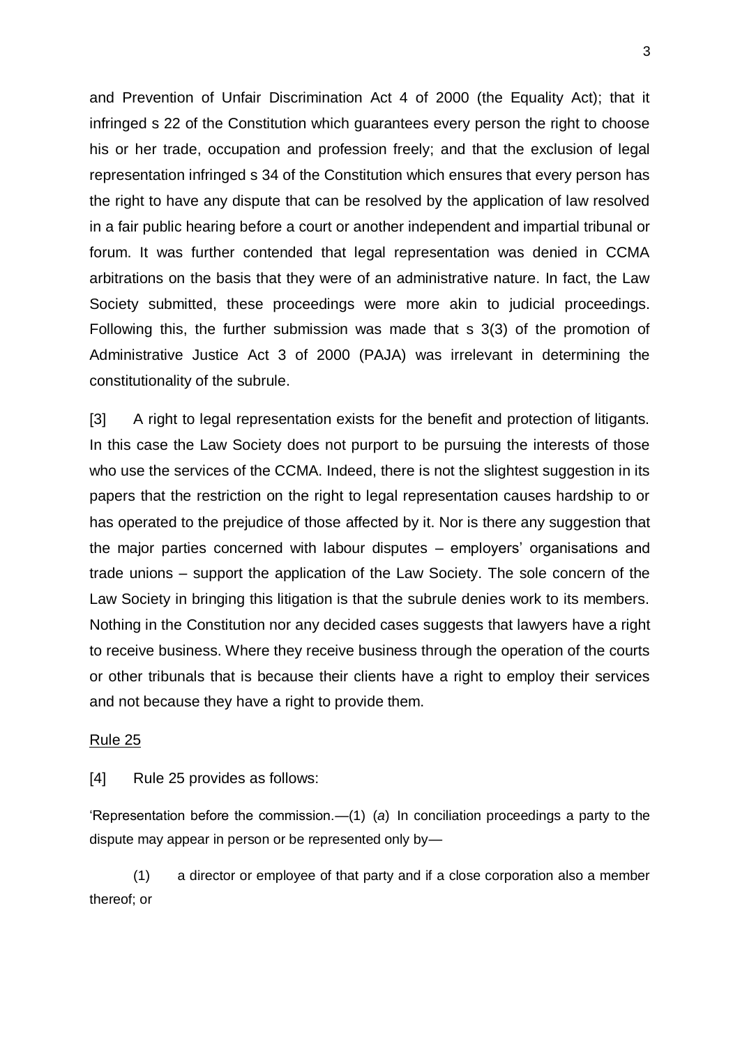and Prevention of Unfair Discrimination Act 4 of 2000 (the Equality Act); that it infringed s 22 of the Constitution which guarantees every person the right to choose his or her trade, occupation and profession freely; and that the exclusion of legal representation infringed s 34 of the Constitution which ensures that every person has the right to have any dispute that can be resolved by the application of law resolved in a fair public hearing before a court or another independent and impartial tribunal or forum. It was further contended that legal representation was denied in CCMA arbitrations on the basis that they were of an administrative nature. In fact, the Law Society submitted, these proceedings were more akin to judicial proceedings. Following this, the further submission was made that s 3(3) of the promotion of Administrative Justice Act 3 of 2000 (PAJA) was irrelevant in determining the constitutionality of the subrule.

[3] A right to legal representation exists for the benefit and protection of litigants. In this case the Law Society does not purport to be pursuing the interests of those who use the services of the CCMA. Indeed, there is not the slightest suggestion in its papers that the restriction on the right to legal representation causes hardship to or has operated to the prejudice of those affected by it. Nor is there any suggestion that the major parties concerned with labour disputes – employers' organisations and trade unions – support the application of the Law Society. The sole concern of the Law Society in bringing this litigation is that the subrule denies work to its members. Nothing in the Constitution nor any decided cases suggests that lawyers have a right to receive business. Where they receive business through the operation of the courts or other tribunals that is because their clients have a right to employ their services and not because they have a right to provide them.

<u>Rule 25</u>

[4] Rule 25 provides as follows:

'Representation before the commission.—(1) (*a*) In conciliation proceedings a party to the dispute may appear in person or be represented only by—

(1) a director or employee of that party and if a close corporation also a member thereof; or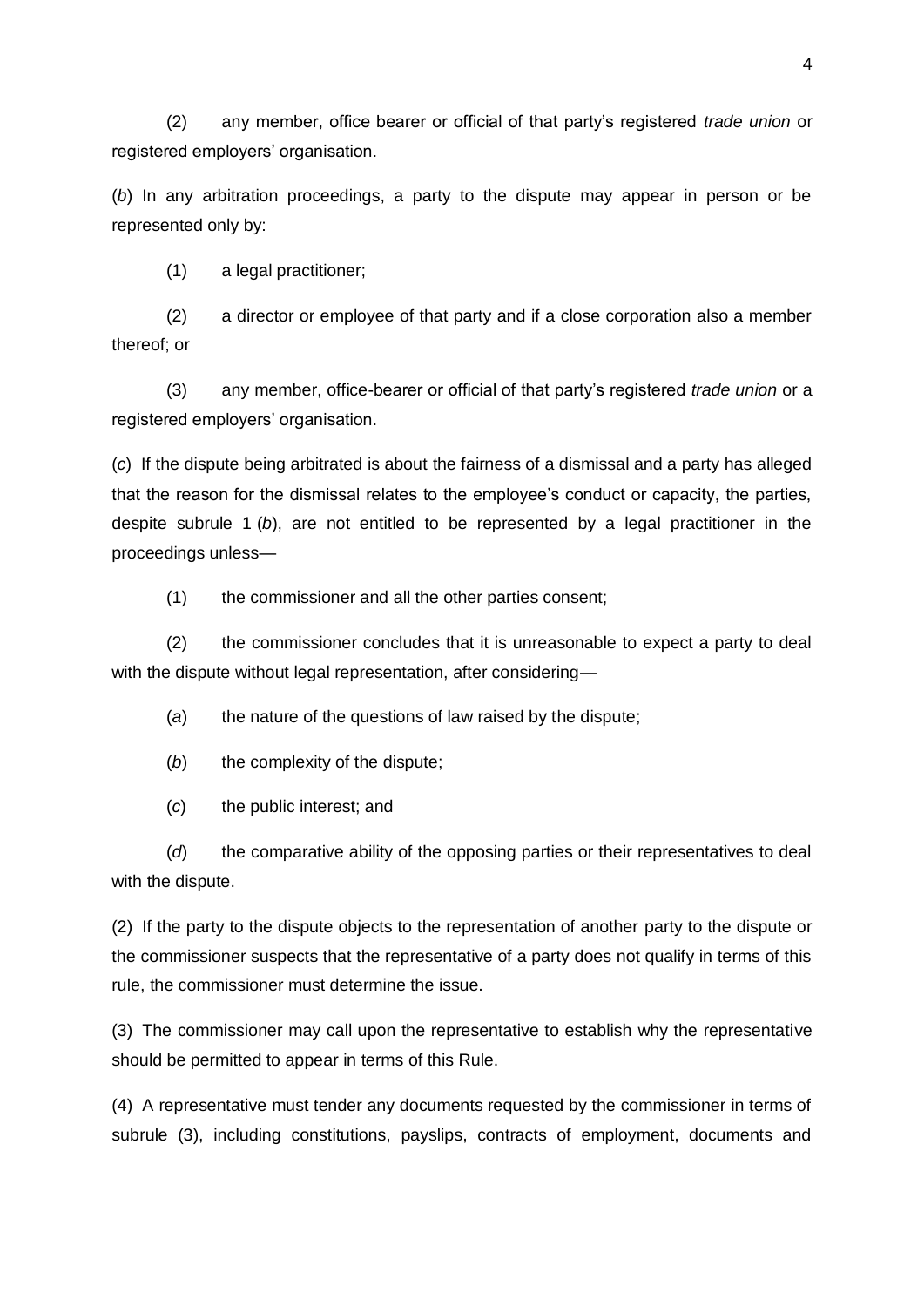(2) any member, office bearer or official of that party's registered *trade union* or registered employers' organisation.

(*b*) In any arbitration proceedings, a party to the dispute may appear in person or be represented only by:

(1) a legal practitioner;

(2) a director or employee of that party and if a close corporation also a member thereof; or

(3) any member, office-bearer or official of that party's registered *trade union* or a registered employers' organisation.

(*c*) If the dispute being arbitrated is about the fairness of a dismissal and a party has alleged that the reason for the dismissal relates to the employee's conduct or capacity, the parties, despite subrule 1 (*b*), are not entitled to be represented by a legal practitioner in the proceedings unless—

(1) the commissioner and all the other parties consent;

(2) the commissioner concludes that it is unreasonable to expect a party to deal with the dispute without legal representation, after considering—

(*a*) the nature of the questions of law raised by the dispute;

(*b*) the complexity of the dispute;

(*c*) the public interest; and

(*d*) the comparative ability of the opposing parties or their representatives to deal with the dispute.

(2) If the party to the dispute objects to the representation of another party to the dispute or the commissioner suspects that the representative of a party does not qualify in terms of this rule, the commissioner must determine the issue.

(3) The commissioner may call upon the representative to establish why the representative should be permitted to appear in terms of this Rule.

(4) A representative must tender any documents requested by the commissioner in terms of subrule (3), including constitutions, payslips, contracts of employment, documents and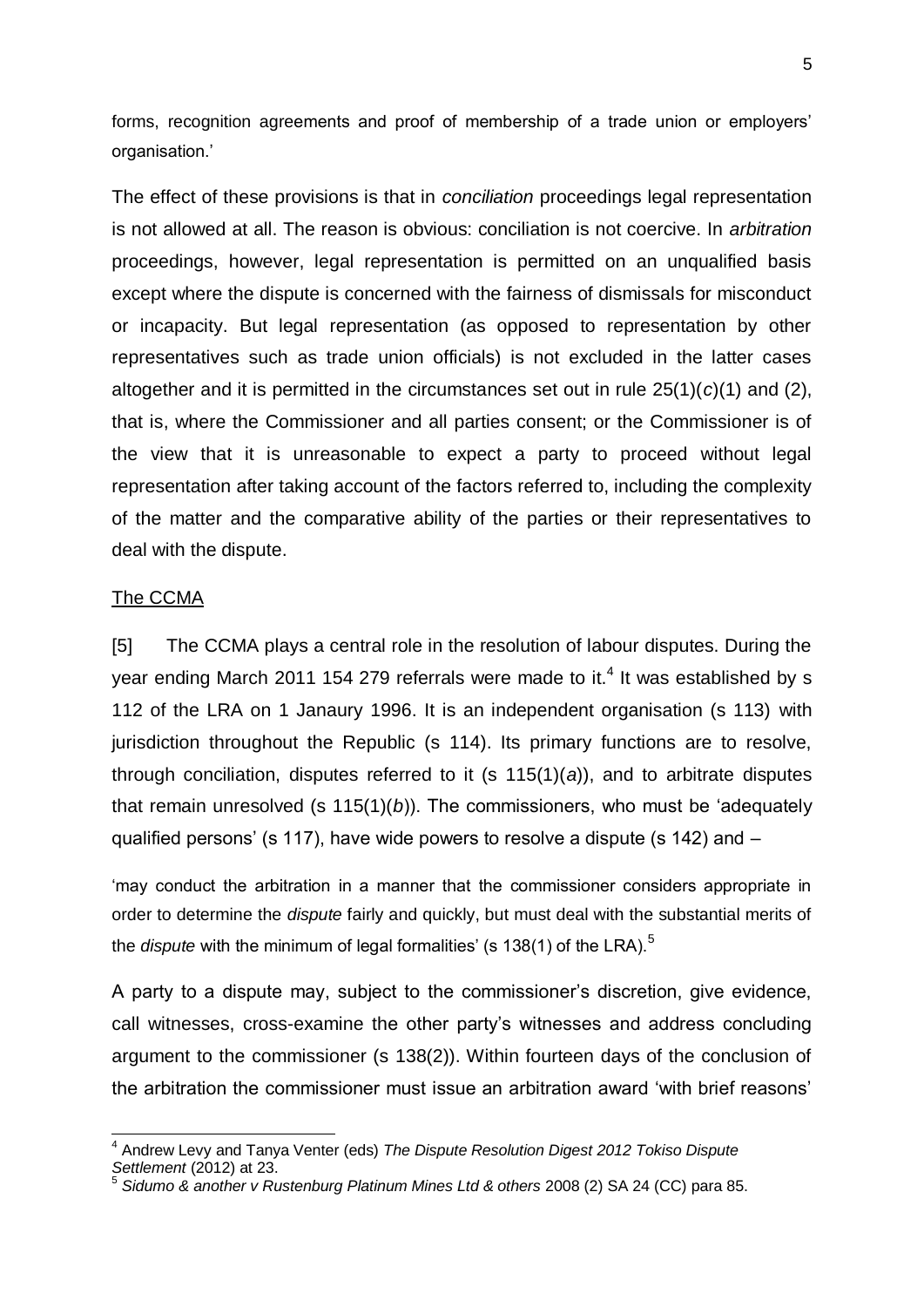forms, recognition agreements and proof of membership of a trade union or employers' organisation.'

The effect of these provisions is that in *conciliation* proceedings legal representation is not allowed at all. The reason is obvious: conciliation is not coercive. In *arbitration* proceedings, however, legal representation is permitted on an unqualified basis except where the dispute is concerned with the fairness of dismissals for misconduct or incapacity. But legal representation (as opposed to representation by other representatives such as trade union officials) is not excluded in the latter cases altogether and it is permitted in the circumstances set out in rule 25(1)(*c*)(1) and (2), that is, where the Commissioner and all parties consent; or the Commissioner is of the view that it is unreasonable to expect a party to proceed without legal representation after taking account of the factors referred to, including the complexity of the matter and the comparative ability of the parties or their representatives to deal with the dispute.

The CCMA

[5] The CCMA plays a central role in the resolution of labour disputes. During the year ending March 2011 154 279 referrals were made to it.[4] It was established by s 112 of the LRA on 1 Janaury 1996. It is an independent organisation (s 113) with jurisdiction throughout the Republic (s 114). Its primary functions are to resolve, through conciliation, disputes referred to it (s 115(1)(*a*)), and to arbitrate disputes that remain unresolved (s 115(1)(*b*)). The commissioners, who must be 'adequately qualified persons' (s 117), have wide powers to resolve a dispute (s 142) and –

'may conduct the arbitration in a manner that the commissioner considers appropriate in order to determine the *dispute* fairly and quickly, but must deal with the substantial merits of the *dispute* with the minimum of legal formalities' (s 138(1) of the LRA).[5]

A party to a dispute may, subject to the commissioner's discretion, give evidence, call witnesses, cross-examine the other party's witnesses and address concluding argument to the commissioner (s 138(2)). Within fourteen days of the conclusion of the arbitration the commissioner must issue an arbitration award 'with brief reasons'

---

[4] Andrew Levy and Tanya Venter (eds) *The Dispute Resolution Digest 2012 Tokiso Dispute Settlement* (2012) at 23.

[5] *Sidumo & another v Rustenburg Platinum Mines Ltd & others* 2008 (2) SA 24 (CC) para 85.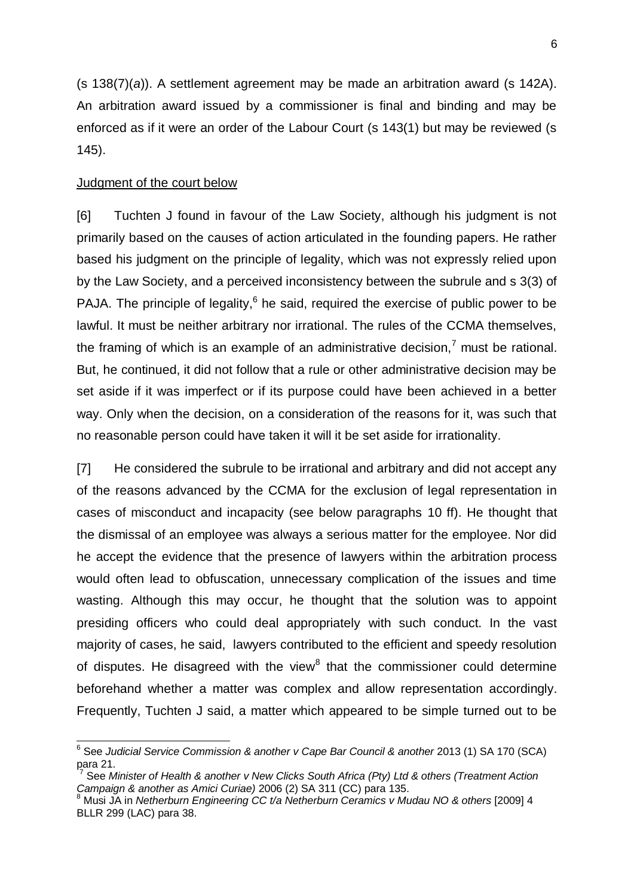(s 138(7)(*a*)). A settlement agreement may be made an arbitration award (s 142A). An arbitration award issued by a commissioner is final and binding and may be enforced as if it were an order of the Labour Court (s 143(1) but may be reviewed (s 145).

Judgment of the court below

[6] Tuchten J found in favour of the Law Society, although his judgment is not primarily based on the causes of action articulated in the founding papers. He rather based his judgment on the principle of legality, which was not expressly relied upon by the Law Society, and a perceived inconsistency between the subrule and s 3(3) of PAJA. The principle of legality,[6] he said, required the exercise of public power to be lawful. It must be neither arbitrary nor irrational. The rules of the CCMA themselves, the framing of which is an example of an administrative decision,[7] must be rational. But, he continued, it did not follow that a rule or other administrative decision may be set aside if it was imperfect or if its purpose could have been achieved in a better way. Only when the decision, on a consideration of the reasons for it, was such that no reasonable person could have taken it will it be set aside for irrationality.

[7] He considered the subrule to be irrational and arbitrary and did not accept any of the reasons advanced by the CCMA for the exclusion of legal representation in cases of misconduct and incapacity (see below paragraphs 10 ff). He thought that the dismissal of an employee was always a serious matter for the employee. Nor did he accept the evidence that the presence of lawyers within the arbitration process would often lead to obfuscation, unnecessary complication of the issues and time wasting. Although this may occur, he thought that the solution was to appoint presiding officers who could deal appropriately with such conduct. In the vast majority of cases, he said, lawyers contributed to the efficient and speedy resolution of disputes. He disagreed with the view[8] that the commissioner could determine beforehand whether a matter was complex and allow representation accordingly. Frequently, Tuchten J said, a matter which appeared to be simple turned out to be

---

[6] See *Judicial Service Commission & another v Cape Bar Council & another* 2013 (1) SA 170 (SCA) para 21.

[7] See *Minister of Health & another v New Clicks South Africa (Pty) Ltd & others (Treatment Action Campaign & another as Amici Curiae)* 2006 (2) SA 311 (CC) para 135.

[8] Musi JA in *Netherburn Engineering CC t/a Netherburn Ceramics v Mudau NO & others* [2009] 4 BLLR 299 (LAC) para 38.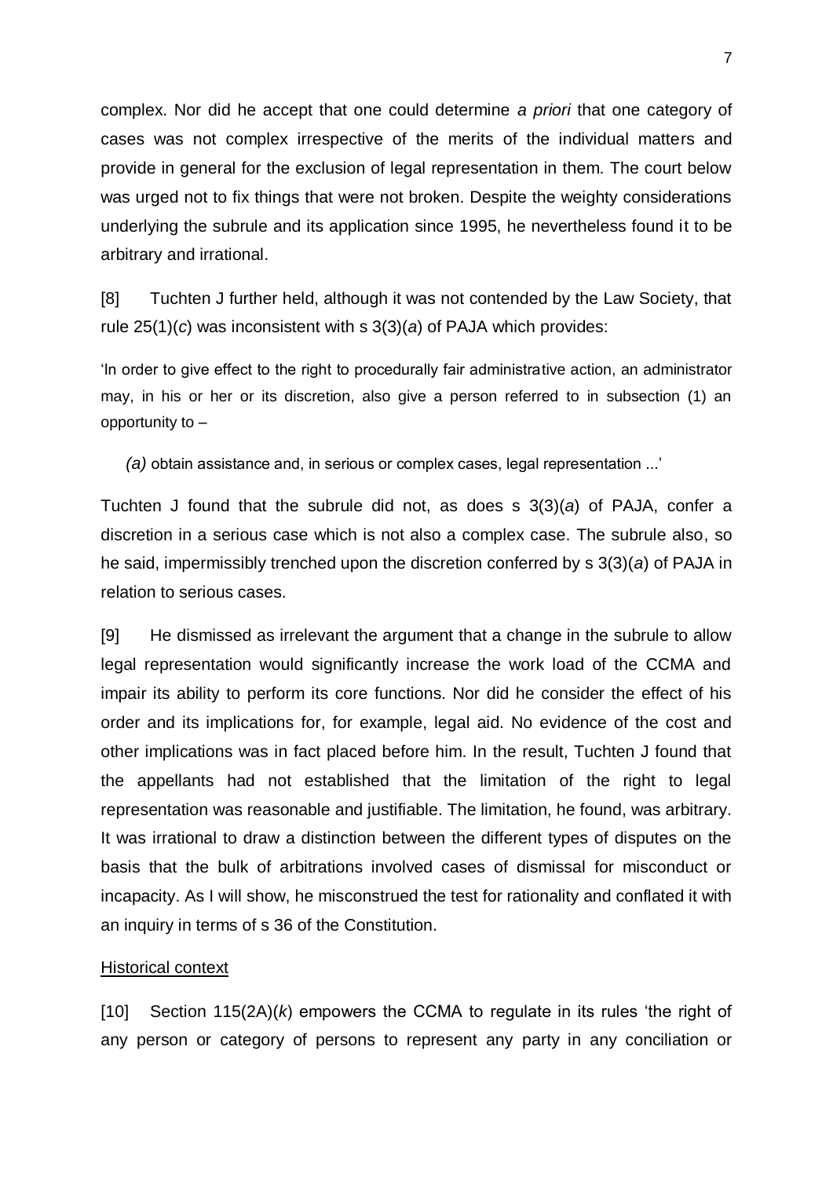complex. Nor did he accept that one could determine *a priori* that one category of cases was not complex irrespective of the merits of the individual matters and provide in general for the exclusion of legal representation in them. The court below was urged not to fix things that were not broken. Despite the weighty considerations underlying the subrule and its application since 1995, he nevertheless found it to be arbitrary and irrational.

[8] Tuchten J further held, although it was not contended by the Law Society, that rule 25(1)(*c*) was inconsistent with s 3(3)(*a*) of PAJA which provides:

'In order to give effect to the right to procedurally fair administrative action, an administrator may, in his or her or its discretion, also give a person referred to in subsection (1) an opportunity to –

*(a)* obtain assistance and, in serious or complex cases, legal representation ...'

Tuchten J found that the subrule did not, as does s 3(3)(*a*) of PAJA, confer a discretion in a serious case which is not also a complex case. The subrule also, so he said, impermissibly trenched upon the discretion conferred by s 3(3)(*a*) of PAJA in relation to serious cases.

[9] He dismissed as irrelevant the argument that a change in the subrule to allow legal representation would significantly increase the work load of the CCMA and impair its ability to perform its core functions. Nor did he consider the effect of his order and its implications for, for example, legal aid. No evidence of the cost and other implications was in fact placed before him. In the result, Tuchten J found that the appellants had not established that the limitation of the right to legal representation was reasonable and justifiable. The limitation, he found, was arbitrary. It was irrational to draw a distinction between the different types of disputes on the basis that the bulk of arbitrations involved cases of dismissal for misconduct or incapacity. As I will show, he misconstrued the test for rationality and conflated it with an inquiry in terms of s 36 of the Constitution.

## Historical context

[10] Section 115(2A)(*k*) empowers the CCMA to regulate in its rules 'the right of any person or category of persons to represent any party in any conciliation or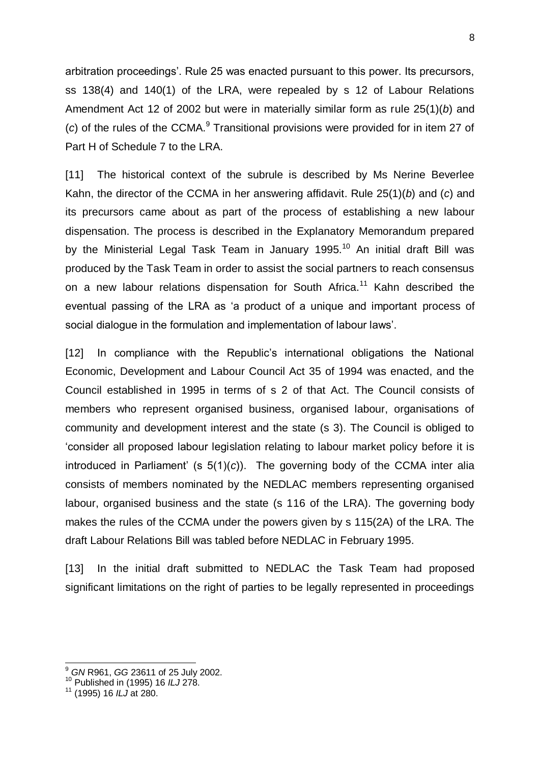arbitration proceedings'. Rule 25 was enacted pursuant to this power. Its precursors, ss 138(4) and 140(1) of the LRA, were repealed by s 12 of Labour Relations Amendment Act 12 of 2002 but were in materially similar form as rule 25(1)(*b*) and (*c*) of the rules of the CCMA.[9] Transitional provisions were provided for in item 27 of Part H of Schedule 7 to the LRA.

[11] The historical context of the subrule is described by Ms Nerine Beverlee Kahn, the director of the CCMA in her answering affidavit. Rule 25(1)(*b*) and (*c*) and its precursors came about as part of the process of establishing a new labour dispensation. The process is described in the Explanatory Memorandum prepared by the Ministerial Legal Task Team in January 1995.[10] An initial draft Bill was produced by the Task Team in order to assist the social partners to reach consensus on a new labour relations dispensation for South Africa.[11] Kahn described the eventual passing of the LRA as 'a product of a unique and important process of social dialogue in the formulation and implementation of labour laws'.

[12] In compliance with the Republic's international obligations the National Economic, Development and Labour Council Act 35 of 1994 was enacted, and the Council established in 1995 in terms of s 2 of that Act. The Council consists of members who represent organised business, organised labour, organisations of community and development interest and the state (s 3). The Council is obliged to 'consider all proposed labour legislation relating to labour market policy before it is introduced in Parliament' (s 5(1)(*c*)). The governing body of the CCMA inter alia consists of members nominated by the NEDLAC members representing organised labour, organised business and the state (s 116 of the LRA). The governing body makes the rules of the CCMA under the powers given by s 115(2A) of the LRA. The draft Labour Relations Bill was tabled before NEDLAC in February 1995.

[13] In the initial draft submitted to NEDLAC the Task Team had proposed significant limitations on the right of parties to be legally represented in proceedings

---

[9] *GN* R961, *GG* 23611 of 25 July 2002.

[10] Published in (1995) 16 *ILJ* 278.

[11] (1995) 16 *ILJ* at 280.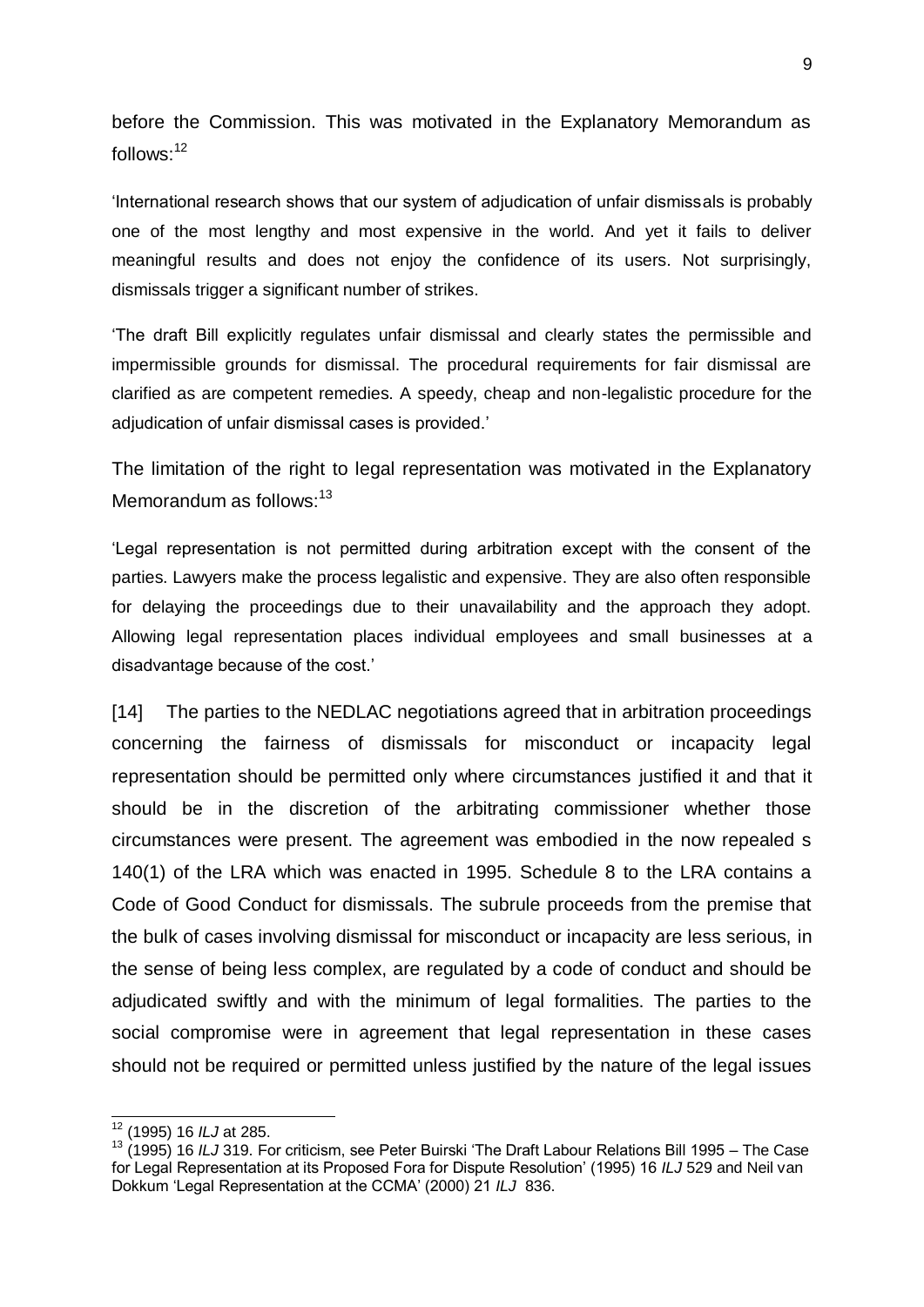before the Commission. This was motivated in the Explanatory Memorandum as follows:[12]

> 'International research shows that our system of adjudication of unfair dismissals is probably one of the most lengthy and most expensive in the world. And yet it fails to deliver meaningful results and does not enjoy the confidence of its users. Not surprisingly, dismissals trigger a significant number of strikes.
>
> 'The draft Bill explicitly regulates unfair dismissal and clearly states the permissible and impermissible grounds for dismissal. The procedural requirements for fair dismissal are clarified as are competent remedies. A speedy, cheap and non-legalistic procedure for the adjudication of unfair dismissal cases is provided.'

The limitation of the right to legal representation was motivated in the Explanatory Memorandum as follows:[13]

> 'Legal representation is not permitted during arbitration except with the consent of the parties. Lawyers make the process legalistic and expensive. They are also often responsible for delaying the proceedings due to their unavailability and the approach they adopt. Allowing legal representation places individual employees and small businesses at a disadvantage because of the cost.'

[14] The parties to the NEDLAC negotiations agreed that in arbitration proceedings concerning the fairness of dismissals for misconduct or incapacity legal representation should be permitted only where circumstances justified it and that it should be in the discretion of the arbitrating commissioner whether those circumstances were present. The agreement was embodied in the now repealed s 140(1) of the LRA which was enacted in 1995. Schedule 8 to the LRA contains a Code of Good Conduct for dismissals. The subrule proceeds from the premise that the bulk of cases involving dismissal for misconduct or incapacity are less serious, in the sense of being less complex, are regulated by a code of conduct and should be adjudicated swiftly and with the minimum of legal formalities. The parties to the social compromise were in agreement that legal representation in these cases should not be required or permitted unless justified by the nature of the legal issues

---

[12] (1995) 16 *ILJ* at 285.

[13] (1995) 16 *ILJ* 319. For criticism, see Peter Buirski 'The Draft Labour Relations Bill 1995 – The Case for Legal Representation at its Proposed Fora for Dispute Resolution' (1995) 16 *ILJ* 529 and Neil van Dokkum 'Legal Representation at the CCMA' (2000) 21 *ILJ* 836.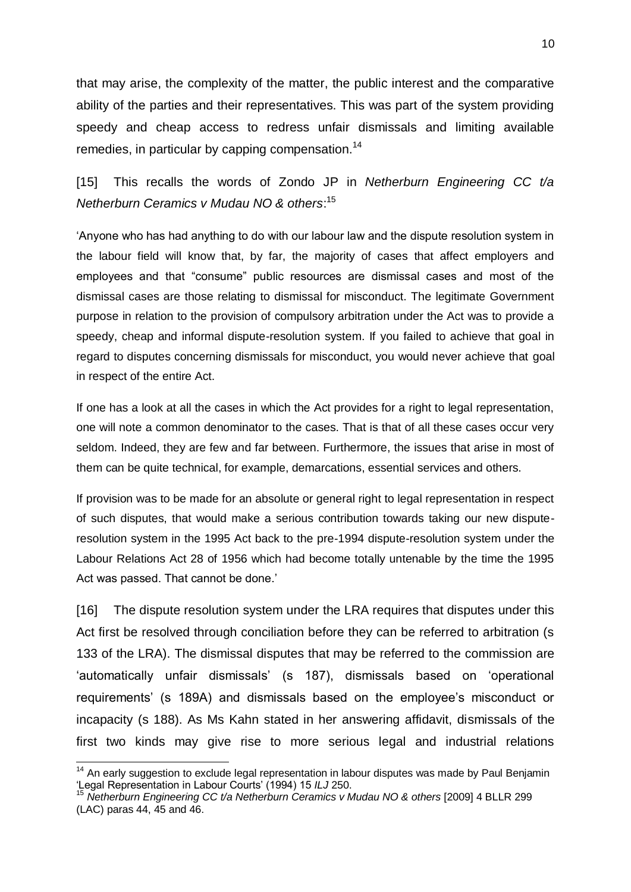that may arise, the complexity of the matter, the public interest and the comparative ability of the parties and their representatives. This was part of the system providing speedy and cheap access to redress unfair dismissals and limiting available remedies, in particular by capping compensation.[14]

[15] This recalls the words of Zondo JP in *Netherburn Engineering CC t/a Netherburn Ceramics v Mudau NO & others*:[15]

'Anyone who has had anything to do with our labour law and the dispute resolution system in the labour field will know that, by far, the majority of cases that affect employers and employees and that "consume" public resources are dismissal cases and most of the dismissal cases are those relating to dismissal for misconduct. The legitimate Government purpose in relation to the provision of compulsory arbitration under the Act was to provide a speedy, cheap and informal dispute-resolution system. If you failed to achieve that goal in regard to disputes concerning dismissals for misconduct, you would never achieve that goal in respect of the entire Act.

If one has a look at all the cases in which the Act provides for a right to legal representation, one will note a common denominator to the cases. That is that of all these cases occur very seldom. Indeed, they are few and far between. Furthermore, the issues that arise in most of them can be quite technical, for example, demarcations, essential services and others.

If provision was to be made for an absolute or general right to legal representation in respect of such disputes, that would make a serious contribution towards taking our new dispute-resolution system in the 1995 Act back to the pre-1994 dispute-resolution system under the Labour Relations Act 28 of 1956 which had become totally untenable by the time the 1995 Act was passed. That cannot be done.'

[16] The dispute resolution system under the LRA requires that disputes under this Act first be resolved through conciliation before they can be referred to arbitration (s 133 of the LRA). The dismissal disputes that may be referred to the commission are 'automatically unfair dismissals' (s 187), dismissals based on 'operational requirements' (s 189A) and dismissals based on the employee's misconduct or incapacity (s 188). As Ms Kahn stated in her answering affidavit, dismissals of the first two kinds may give rise to more serious legal and industrial relations

---

[14] An early suggestion to exclude legal representation in labour disputes was made by Paul Benjamin 'Legal Representation in Labour Courts' (1994) 15 *ILJ* 250.

[15] *Netherburn Engineering CC t/a Netherburn Ceramics v Mudau NO & others* [2009] 4 BLLR 299 (LAC) paras 44, 45 and 46.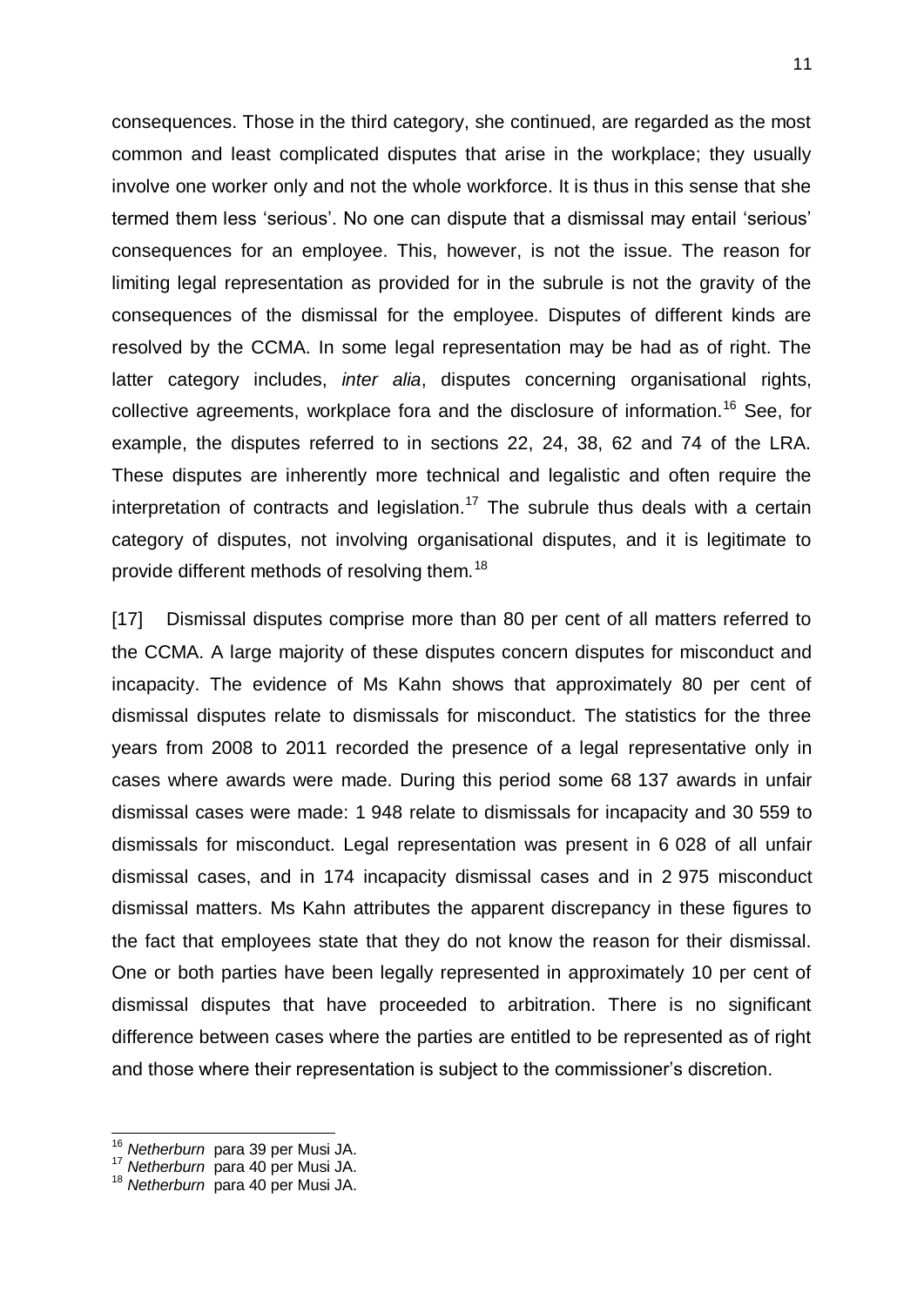consequences. Those in the third category, she continued, are regarded as the most common and least complicated disputes that arise in the workplace; they usually involve one worker only and not the whole workforce. It is thus in this sense that she termed them less 'serious'. No one can dispute that a dismissal may entail 'serious' consequences for an employee. This, however, is not the issue. The reason for limiting legal representation as provided for in the subrule is not the gravity of the consequences of the dismissal for the employee. Disputes of different kinds are resolved by the CCMA. In some legal representation may be had as of right. The latter category includes, *inter alia*, disputes concerning organisational rights, collective agreements, workplace fora and the disclosure of information.[16] See, for example, the disputes referred to in sections 22, 24, 38, 62 and 74 of the LRA. These disputes are inherently more technical and legalistic and often require the interpretation of contracts and legislation.[17] The subrule thus deals with a certain category of disputes, not involving organisational disputes, and it is legitimate to provide different methods of resolving them.[18]

[17] Dismissal disputes comprise more than 80 per cent of all matters referred to the CCMA. A large majority of these disputes concern disputes for misconduct and incapacity. The evidence of Ms Kahn shows that approximately 80 per cent of dismissal disputes relate to dismissals for misconduct. The statistics for the three years from 2008 to 2011 recorded the presence of a legal representative only in cases where awards were made. During this period some 68 137 awards in unfair dismissal cases were made: 1 948 relate to dismissals for incapacity and 30 559 to dismissals for misconduct. Legal representation was present in 6 028 of all unfair dismissal cases, and in 174 incapacity dismissal cases and in 2 975 misconduct dismissal matters. Ms Kahn attributes the apparent discrepancy in these figures to the fact that employees state that they do not know the reason for their dismissal. One or both parties have been legally represented in approximately 10 per cent of dismissal disputes that have proceeded to arbitration. There is no significant difference between cases where the parties are entitled to be represented as of right and those where their representation is subject to the commissioner's discretion.

---

[16] *Netherburn* para 39 per Musi JA.

[17] *Netherburn* para 40 per Musi JA.

[18] *Netherburn* para 40 per Musi JA.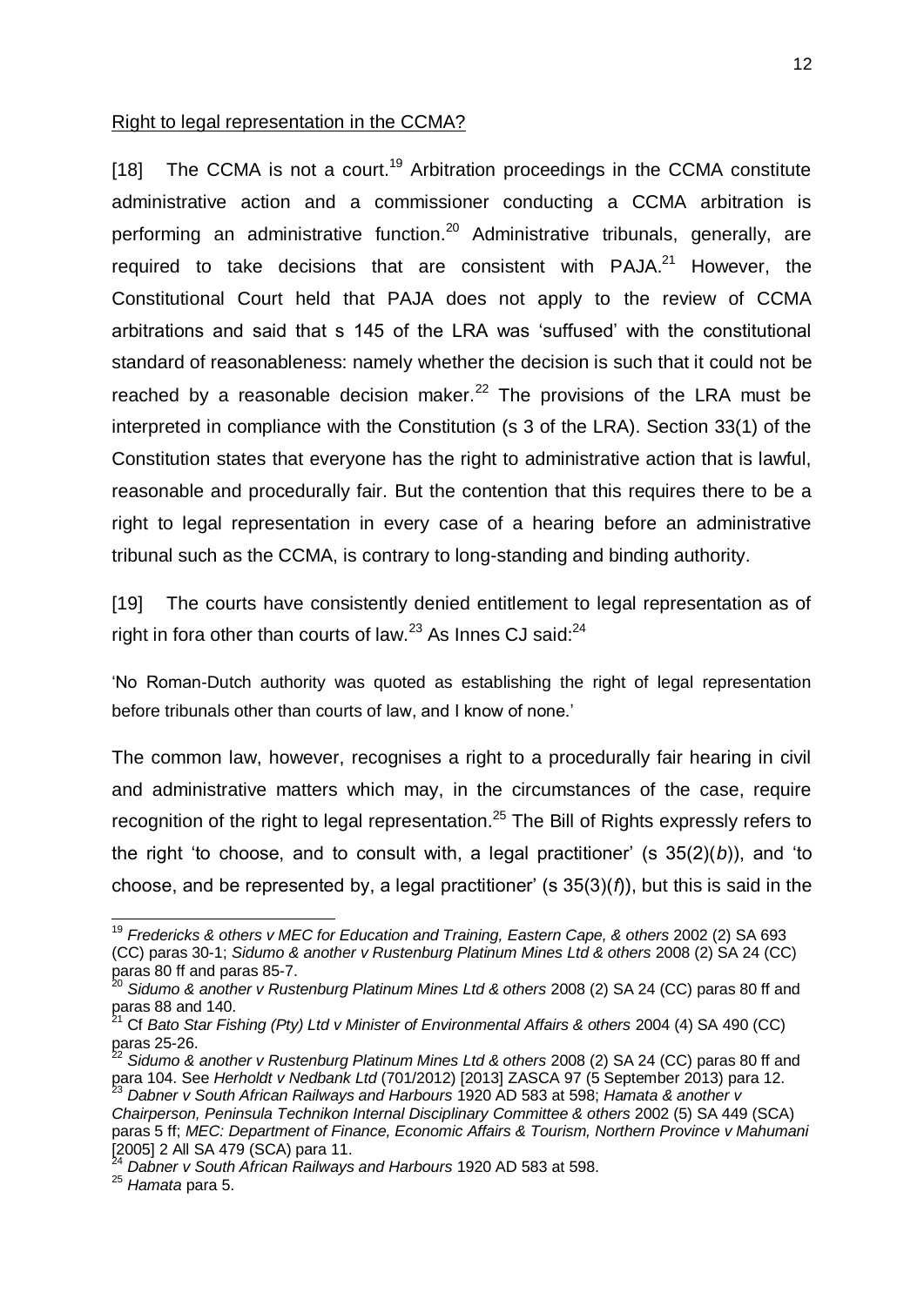Right to legal representation in the CCMA?

[18] The CCMA is not a court.[19] Arbitration proceedings in the CCMA constitute administrative action and a commissioner conducting a CCMA arbitration is performing an administrative function.[20] Administrative tribunals, generally, are required to take decisions that are consistent with PAJA.[21] However, the Constitutional Court held that PAJA does not apply to the review of CCMA arbitrations and said that s 145 of the LRA was 'suffused' with the constitutional standard of reasonableness: namely whether the decision is such that it could not be reached by a reasonable decision maker.[22] The provisions of the LRA must be interpreted in compliance with the Constitution (s 3 of the LRA). Section 33(1) of the Constitution states that everyone has the right to administrative action that is lawful, reasonable and procedurally fair. But the contention that this requires there to be a right to legal representation in every case of a hearing before an administrative tribunal such as the CCMA, is contrary to long-standing and binding authority.

[19] The courts have consistently denied entitlement to legal representation as of right in fora other than courts of law.[23] As Innes CJ said:[24]

> 'No Roman-Dutch authority was quoted as establishing the right of legal representation before tribunals other than courts of law, and I know of none.'

The common law, however, recognises a right to a procedurally fair hearing in civil and administrative matters which may, in the circumstances of the case, require recognition of the right to legal representation.[25] The Bill of Rights expressly refers to the right 'to choose, and to consult with, a legal practitioner' (s 35(2)(*b*)), and 'to choose, and be represented by, a legal practitioner' (s 35(3)(*f*)), but this is said in the

---

[19] *Fredericks & others v MEC for Education and Training, Eastern Cape, & others* 2002 (2) SA 693 (CC) paras 30-1; *Sidumo & another v Rustenburg Platinum Mines Ltd & others* 2008 (2) SA 24 (CC) paras 80 ff and paras 85-7.

[20] *Sidumo & another v Rustenburg Platinum Mines Ltd & others* 2008 (2) SA 24 (CC) paras 80 ff and paras 88 and 140.

[21] Cf *Bato Star Fishing (Pty) Ltd v Minister of Environmental Affairs & others* 2004 (4) SA 490 (CC) paras 25-26.

[22] *Sidumo & another v Rustenburg Platinum Mines Ltd & others* 2008 (2) SA 24 (CC) paras 80 ff and para 104. See *Herholdt v Nedbank Ltd* (701/2012) [2013] ZASCA 97 (5 September 2013) para 12.

[23] *Dabner v South African Railways and Harbours* 1920 AD 583 at 598; *Hamata & another v Chairperson, Peninsula Technikon Internal Disciplinary Committee & others* 2002 (5) SA 449 (SCA) paras 5 ff; *MEC: Department of Finance, Economic Affairs & Tourism, Northern Province v Mahumani* [2005] 2 All SA 479 (SCA) para 11.

[24] *Dabner v South African Railways and Harbours* 1920 AD 583 at 598.

[25] *Hamata* para 5.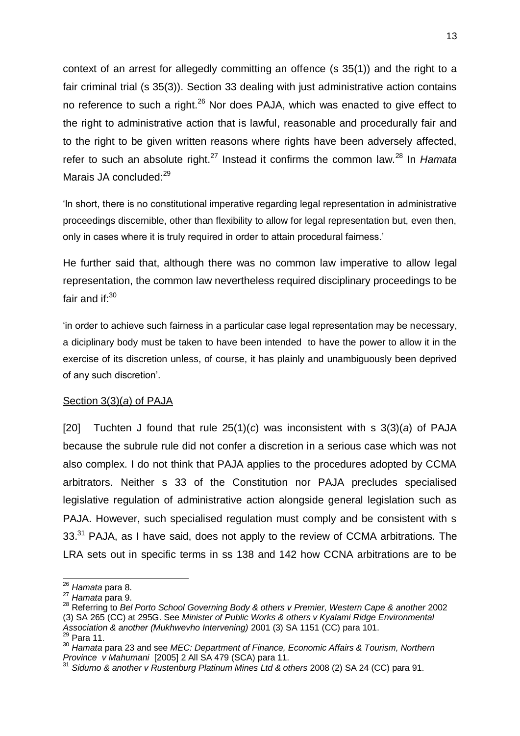context of an arrest for allegedly committing an offence (s 35(1)) and the right to a fair criminal trial (s 35(3)). Section 33 dealing with just administrative action contains no reference to such a right.[26] Nor does PAJA, which was enacted to give effect to the right to administrative action that is lawful, reasonable and procedurally fair and to the right to be given written reasons where rights have been adversely affected, refer to such an absolute right.[27] Instead it confirms the common law.[28] In *Hamata* Marais JA concluded:[29]

> 'In short, there is no constitutional imperative regarding legal representation in administrative proceedings discernible, other than flexibility to allow for legal representation but, even then, only in cases where it is truly required in order to attain procedural fairness.'

He further said that, although there was no common law imperative to allow legal representation, the common law nevertheless required disciplinary proceedings to be fair and if:[30]

> 'in order to achieve such fairness in a particular case legal representation may be necessary, a diciplinary body must be taken to have been intended to have the power to allow it in the exercise of its discretion unless, of course, it has plainly and unambiguously been deprived of any such discretion'.

<u>Section 3(3)(*a*) of PAJA</u>

[20] Tuchten J found that rule 25(1)(*c*) was inconsistent with s 3(3)(*a*) of PAJA because the subrule rule did not confer a discretion in a serious case which was not also complex. I do not think that PAJA applies to the procedures adopted by CCMA arbitrators. Neither s 33 of the Constitution nor PAJA precludes specialised legislative regulation of administrative action alongside general legislation such as PAJA. However, such specialised regulation must comply and be consistent with s 33.[31] PAJA, as I have said, does not apply to the review of CCMA arbitrations. The LRA sets out in specific terms in ss 138 and 142 how CCNA arbitrations are to be

---

[26] *Hamata* para 8.

[27] *Hamata* para 9.

[28] Referring to *Bel Porto School Governing Body & others v Premier, Western Cape & another* 2002 (3) SA 265 (CC) at 295G. See *Minister of Public Works & others v Kyalami Ridge Environmental Association & another (Mukhwevho Intervening)* 2001 (3) SA 1151 (CC) para 101.

[29] Para 11.

[30] *Hamata* para 23 and see *MEC: Department of Finance, Economic Affairs & Tourism, Northern Province v Mahumani* [2005] 2 All SA 479 (SCA) para 11.

[31] *Sidumo & another v Rustenburg Platinum Mines Ltd & others* 2008 (2) SA 24 (CC) para 91.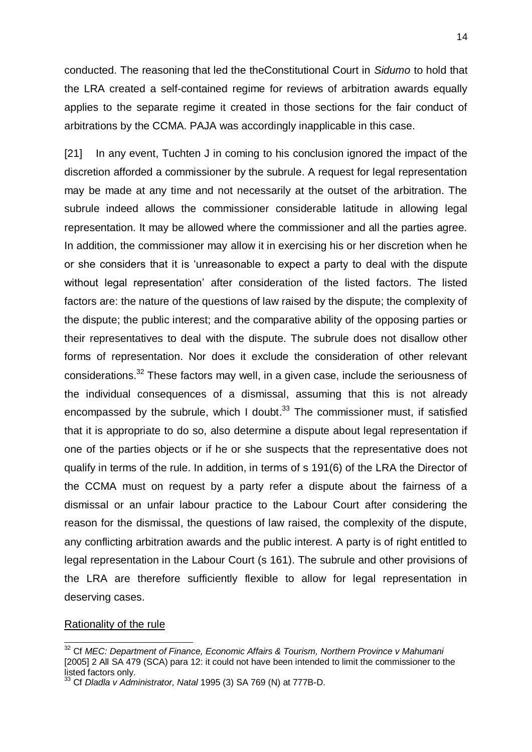conducted. The reasoning that led the theConstitutional Court in *Sidumo* to hold that the LRA created a self-contained regime for reviews of arbitration awards equally applies to the separate regime it created in those sections for the fair conduct of arbitrations by the CCMA. PAJA was accordingly inapplicable in this case.

[21] In any event, Tuchten J in coming to his conclusion ignored the impact of the discretion afforded a commissioner by the subrule. A request for legal representation may be made at any time and not necessarily at the outset of the arbitration. The subrule indeed allows the commissioner considerable latitude in allowing legal representation. It may be allowed where the commissioner and all the parties agree. In addition, the commissioner may allow it in exercising his or her discretion when he or she considers that it is 'unreasonable to expect a party to deal with the dispute without legal representation' after consideration of the listed factors. The listed factors are: the nature of the questions of law raised by the dispute; the complexity of the dispute; the public interest; and the comparative ability of the opposing parties or their representatives to deal with the dispute. The subrule does not disallow other forms of representation. Nor does it exclude the consideration of other relevant considerations.[32] These factors may well, in a given case, include the seriousness of the individual consequences of a dismissal, assuming that this is not already encompassed by the subrule, which I doubt.[33] The commissioner must, if satisfied that it is appropriate to do so, also determine a dispute about legal representation if one of the parties objects or if he or she suspects that the representative does not qualify in terms of the rule. In addition, in terms of s 191(6) of the LRA the Director of the CCMA must on request by a party refer a dispute about the fairness of a dismissal or an unfair labour practice to the Labour Court after considering the reason for the dismissal, the questions of law raised, the complexity of the dispute, any conflicting arbitration awards and the public interest. A party is of right entitled to legal representation in the Labour Court (s 161). The subrule and other provisions of the LRA are therefore sufficiently flexible to allow for legal representation in deserving cases.

<u>Rationality of the rule</u>

---

[32] Cf *MEC: Department of Finance, Economic Affairs & Tourism, Northern Province v Mahumani* [2005] 2 All SA 479 (SCA) para 12: it could not have been intended to limit the commissioner to the listed factors only.

[33] Cf *Dladla v Administrator, Natal* 1995 (3) SA 769 (N) at 777B-D.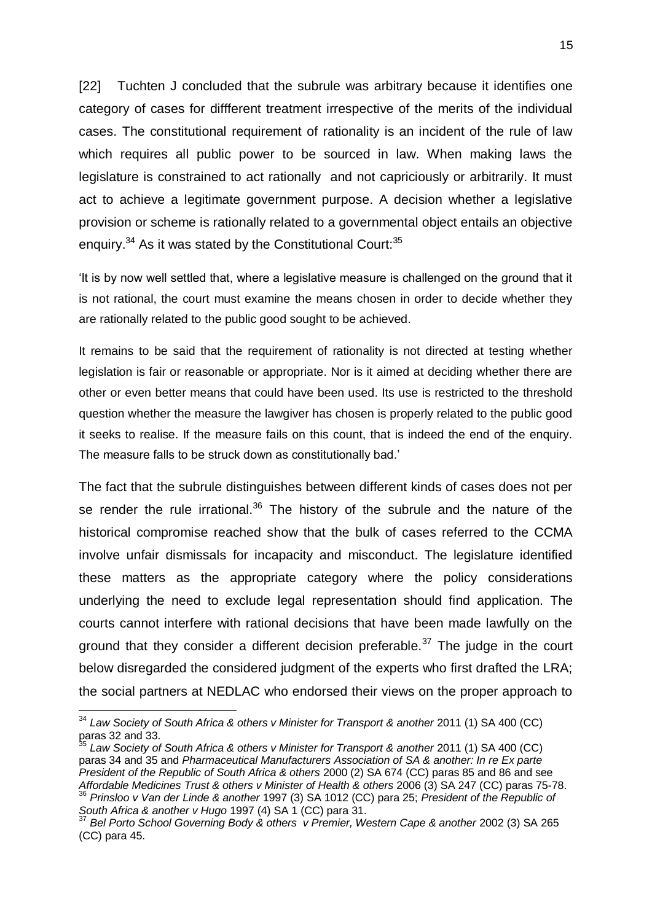[22] Tuchten J concluded that the subrule was arbitrary because it identifies one category of cases for diffferent treatment irrespective of the merits of the individual cases. The constitutional requirement of rationality is an incident of the rule of law which requires all public power to be sourced in law. When making laws the legislature is constrained to act rationally and not capriciously or arbitrarily. It must act to achieve a legitimate government purpose. A decision whether a legislative provision or scheme is rationally related to a governmental object entails an objective enquiry.[34] As it was stated by the Constitutional Court:[35]

> 'It is by now well settled that, where a legislative measure is challenged on the ground that it is not rational, the court must examine the means chosen in order to decide whether they are rationally related to the public good sought to be achieved.
>
> It remains to be said that the requirement of rationality is not directed at testing whether legislation is fair or reasonable or appropriate. Nor is it aimed at deciding whether there are other or even better means that could have been used. Its use is restricted to the threshold question whether the measure the lawgiver has chosen is properly related to the public good it seeks to realise. If the measure fails on this count, that is indeed the end of the enquiry. The measure falls to be struck down as constitutionally bad.'

The fact that the subrule distinguishes between different kinds of cases does not per se render the rule irrational.[36] The history of the subrule and the nature of the historical compromise reached show that the bulk of cases referred to the CCMA involve unfair dismissals for incapacity and misconduct. The legislature identified these matters as the appropriate category where the policy considerations underlying the need to exclude legal representation should find application. The courts cannot interfere with rational decisions that have been made lawfully on the ground that they consider a different decision preferable.[37] The judge in the court below disregarded the considered judgment of the experts who first drafted the LRA; the social partners at NEDLAC who endorsed their views on the proper approach to

---

[34] *Law Society of South Africa & others v Minister for Transport & another* 2011 (1) SA 400 (CC) paras 32 and 33.

[35] *Law Society of South Africa & others v Minister for Transport & another* 2011 (1) SA 400 (CC) paras 34 and 35 and *Pharmaceutical Manufacturers Association of SA & another: In re Ex parte President of the Republic of South Africa & others* 2000 (2) SA 674 (CC) paras 85 and 86 and see *Affordable Medicines Trust & others v Minister of Health & others* 2006 (3) SA 247 (CC) paras 75-78.

[36] *Prinsloo v Van der Linde & another* 1997 (3) SA 1012 (CC) para 25; *President of the Republic of South Africa & another v Hugo* 1997 (4) SA 1 (CC) para 31.

[37] *Bel Porto School Governing Body & others v Premier, Western Cape & another* 2002 (3) SA 265 (CC) para 45.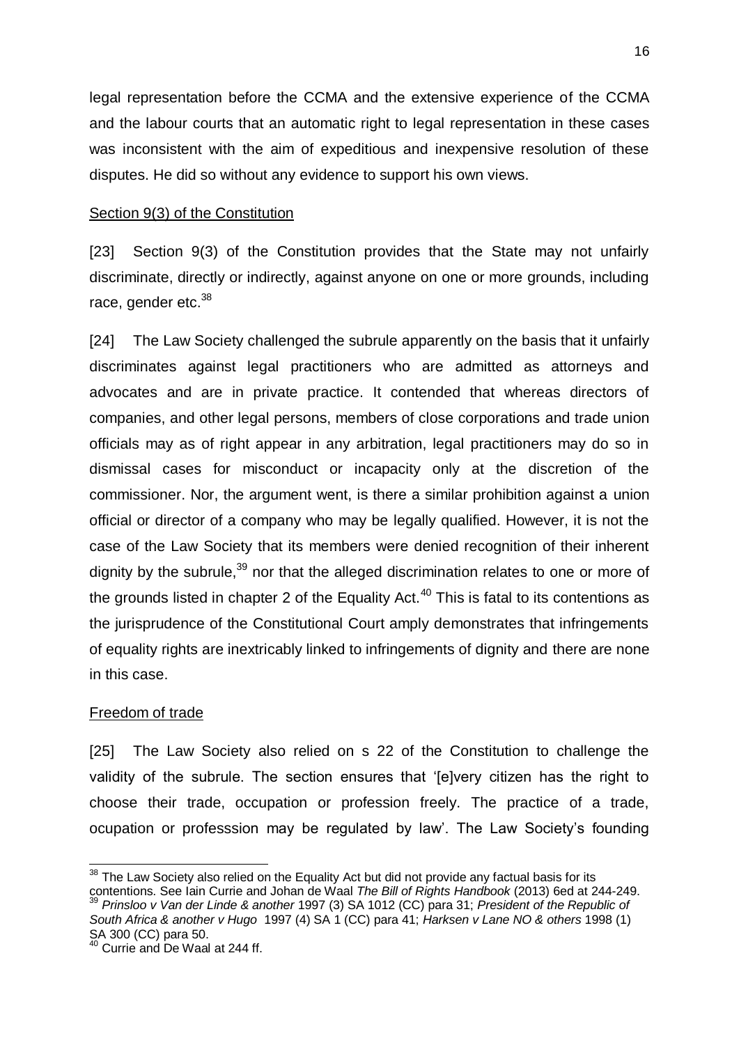legal representation before the CCMA and the extensive experience of the CCMA and the labour courts that an automatic right to legal representation in these cases was inconsistent with the aim of expeditious and inexpensive resolution of these disputes. He did so without any evidence to support his own views.

Section 9(3) of the Constitution

[23] Section 9(3) of the Constitution provides that the State may not unfairly discriminate, directly or indirectly, against anyone on one or more grounds, including race, gender etc.[38]

[24] The Law Society challenged the subrule apparently on the basis that it unfairly discriminates against legal practitioners who are admitted as attorneys and advocates and are in private practice. It contended that whereas directors of companies, and other legal persons, members of close corporations and trade union officials may as of right appear in any arbitration, legal practitioners may do so in dismissal cases for misconduct or incapacity only at the discretion of the commissioner. Nor, the argument went, is there a similar prohibition against a union official or director of a company who may be legally qualified. However, it is not the case of the Law Society that its members were denied recognition of their inherent dignity by the subrule,[39] nor that the alleged discrimination relates to one or more of the grounds listed in chapter 2 of the Equality Act.[40] This is fatal to its contentions as the jurisprudence of the Constitutional Court amply demonstrates that infringements of equality rights are inextricably linked to infringements of dignity and there are none in this case.

Freedom of trade

[25] The Law Society also relied on s 22 of the Constitution to challenge the validity of the subrule. The section ensures that '[e]very citizen has the right to choose their trade, occupation or profession freely. The practice of a trade, ocupation or professsion may be regulated by law'. The Law Society's founding

---

[38] The Law Society also relied on the Equality Act but did not provide any factual basis for its contentions. See Iain Currie and Johan de Waal *The Bill of Rights Handbook* (2013) 6ed at 244-249.

[39] *Prinsloo v Van der Linde & another* 1997 (3) SA 1012 (CC) para 31; *President of the Republic of South Africa & another v Hugo* 1997 (4) SA 1 (CC) para 41; *Harksen v Lane NO & others* 1998 (1) SA 300 (CC) para 50.

[40] Currie and De Waal at 244 ff.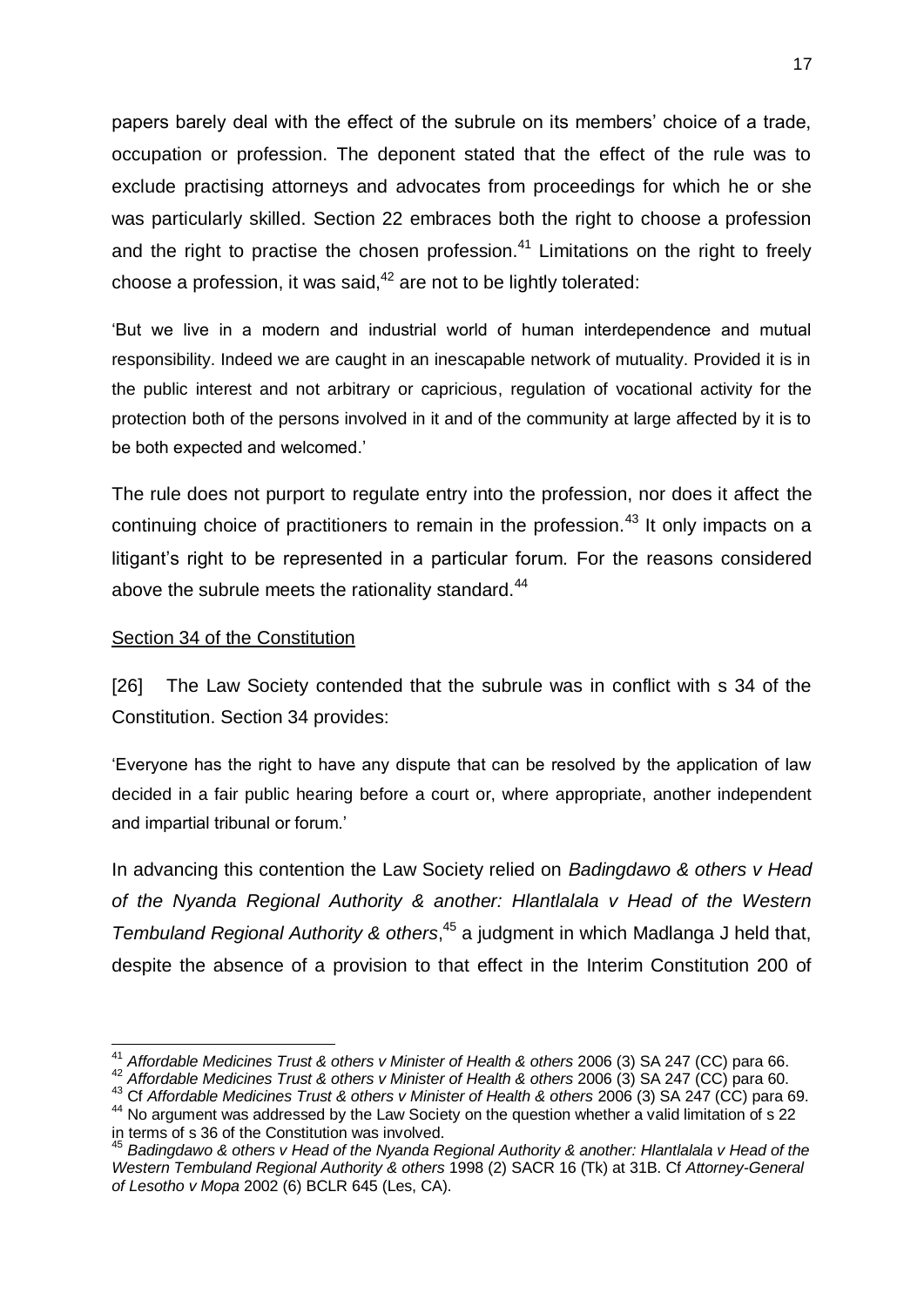papers barely deal with the effect of the subrule on its members' choice of a trade, occupation or profession. The deponent stated that the effect of the rule was to exclude practising attorneys and advocates from proceedings for which he or she was particularly skilled. Section 22 embraces both the right to choose a profession and the right to practise the chosen profession.[41] Limitations on the right to freely choose a profession, it was said,[42] are not to be lightly tolerated:

'But we live in a modern and industrial world of human interdependence and mutual responsibility. Indeed we are caught in an inescapable network of mutuality. Provided it is in the public interest and not arbitrary or capricious, regulation of vocational activity for the protection both of the persons involved in it and of the community at large affected by it is to be both expected and welcomed.'

The rule does not purport to regulate entry into the profession, nor does it affect the continuing choice of practitioners to remain in the profession.[43] It only impacts on a litigant's right to be represented in a particular forum. For the reasons considered above the subrule meets the rationality standard.[44]

<u>Section 34 of the Constitution</u>

[26] The Law Society contended that the subrule was in conflict with s 34 of the Constitution. Section 34 provides:

'Everyone has the right to have any dispute that can be resolved by the application of law decided in a fair public hearing before a court or, where appropriate, another independent and impartial tribunal or forum.'

In advancing this contention the Law Society relied on *Badingdawo & others v Head of the Nyanda Regional Authority & another: Hlantlalala v Head of the Western Tembuland Regional Authority & others*,[45] a judgment in which Madlanga J held that, despite the absence of a provision to that effect in the Interim Constitution 200 of

---

[41] *Affordable Medicines Trust & others v Minister of Health & others* 2006 (3) SA 247 (CC) para 66.

[42] *Affordable Medicines Trust & others v Minister of Health & others* 2006 (3) SA 247 (CC) para 60.

[43] Cf *Affordable Medicines Trust & others v Minister of Health & others* 2006 (3) SA 247 (CC) para 69.

[44] No argument was addressed by the Law Society on the question whether a valid limitation of s 22 in terms of s 36 of the Constitution was involved.

[45] *Badingdawo & others v Head of the Nyanda Regional Authority & another: Hlantlalala v Head of the Western Tembuland Regional Authority & others* 1998 (2) SACR 16 (Tk) at 31B. Cf *Attorney-General of Lesotho v Mopa* 2002 (6) BCLR 645 (Les, CA).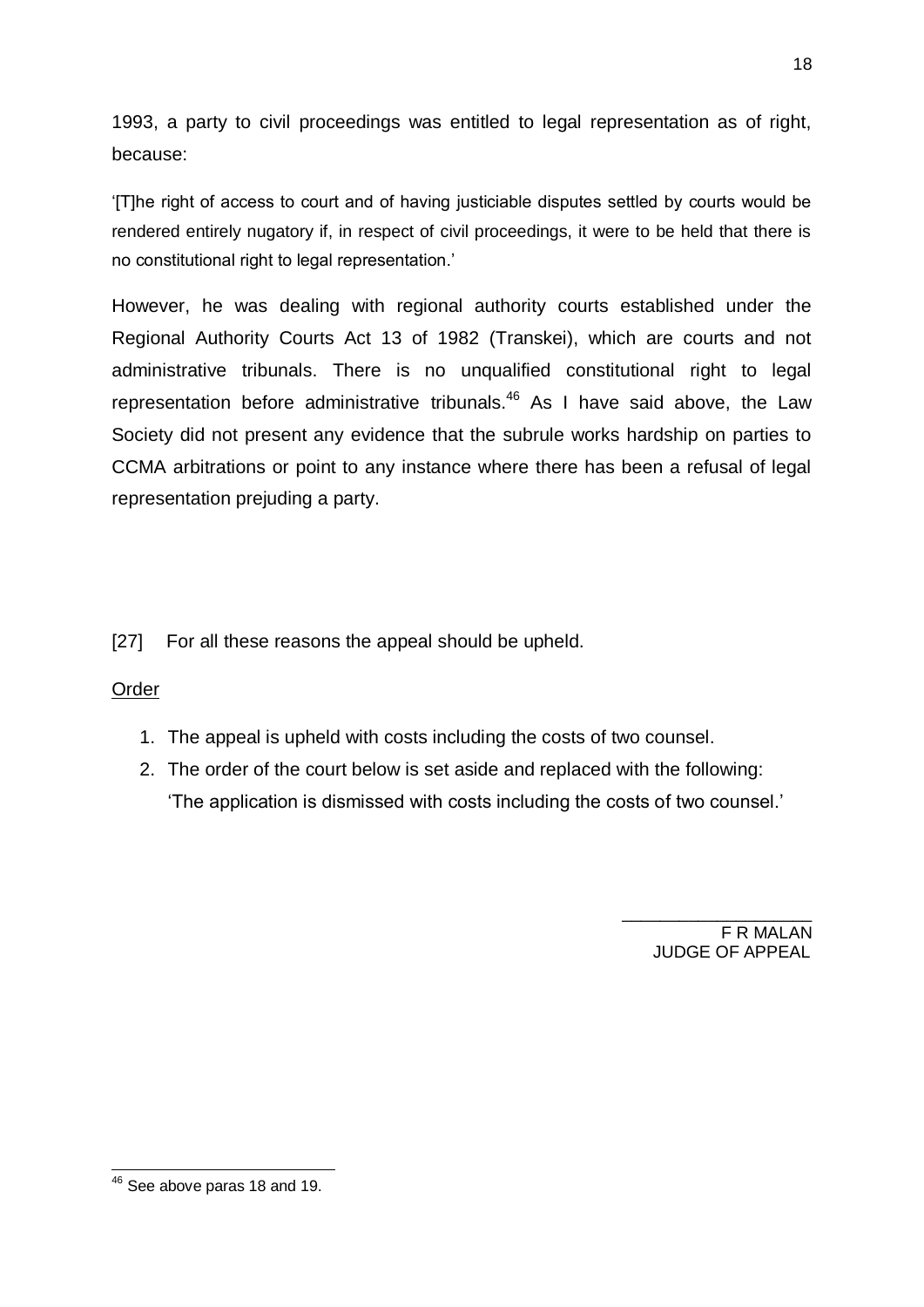1993, a party to civil proceedings was entitled to legal representation as of right, because:

> '[T]he right of access to court and of having justiciable disputes settled by courts would be rendered entirely nugatory if, in respect of civil proceedings, it were to be held that there is no constitutional right to legal representation.'

However, he was dealing with regional authority courts established under the Regional Authority Courts Act 13 of 1982 (Transkei), which are courts and not administrative tribunals. There is no unqualified constitutional right to legal representation before administrative tribunals.[46] As I have said above, the Law Society did not present any evidence that the subrule works hardship on parties to CCMA arbitrations or point to any instance where there has been a refusal of legal representation prejuding a party.

[27] For all these reasons the appeal should be upheld.

<u>Order</u>

1. The appeal is upheld with costs including the costs of two counsel.
2. The order of the court below is set aside and replaced with the following:
   'The application is dismissed with costs including the costs of two counsel.'

F R MALAN
JUDGE OF APPEAL

---

[46] See above paras 18 and 19.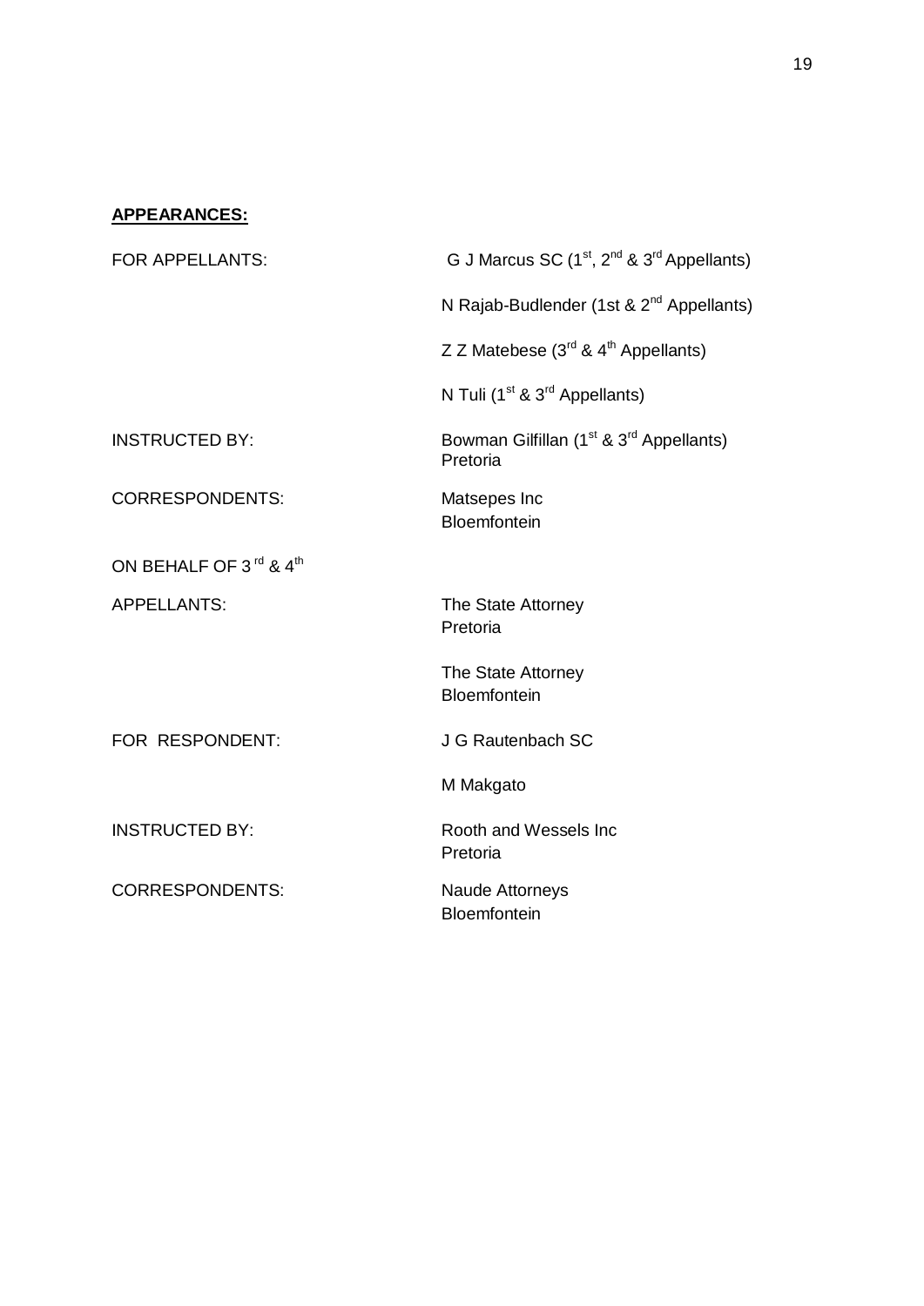**APPEARANCES:**

| | |
|---|---|
| FOR APPELLANTS: | G J Marcus SC (1st, 2nd & 3rd Appellants) |
| | N Rajab-Budlender (1st & 2nd Appellants) |
| | Z Z Matebese (3rd & 4th Appellants) |
| | N Tuli (1st & 3rd Appellants) |
| INSTRUCTED BY: | Bowman Gilfillan (1st & 3rd Appellants) Pretoria |
| CORRESPONDENTS: | Matsepes Inc Bloemfontein |
| ON BEHALF OF 3rd & 4th | |
| APPELLANTS: | The State Attorney Pretoria |
| | The State Attorney Bloemfontein |
| FOR RESPONDENT: | J G Rautenbach SC |
| | M Makgato |
| INSTRUCTED BY: | Rooth and Wessels Inc Pretoria |
| CORRESPONDENTS: | Naude Attorneys Bloemfontein |